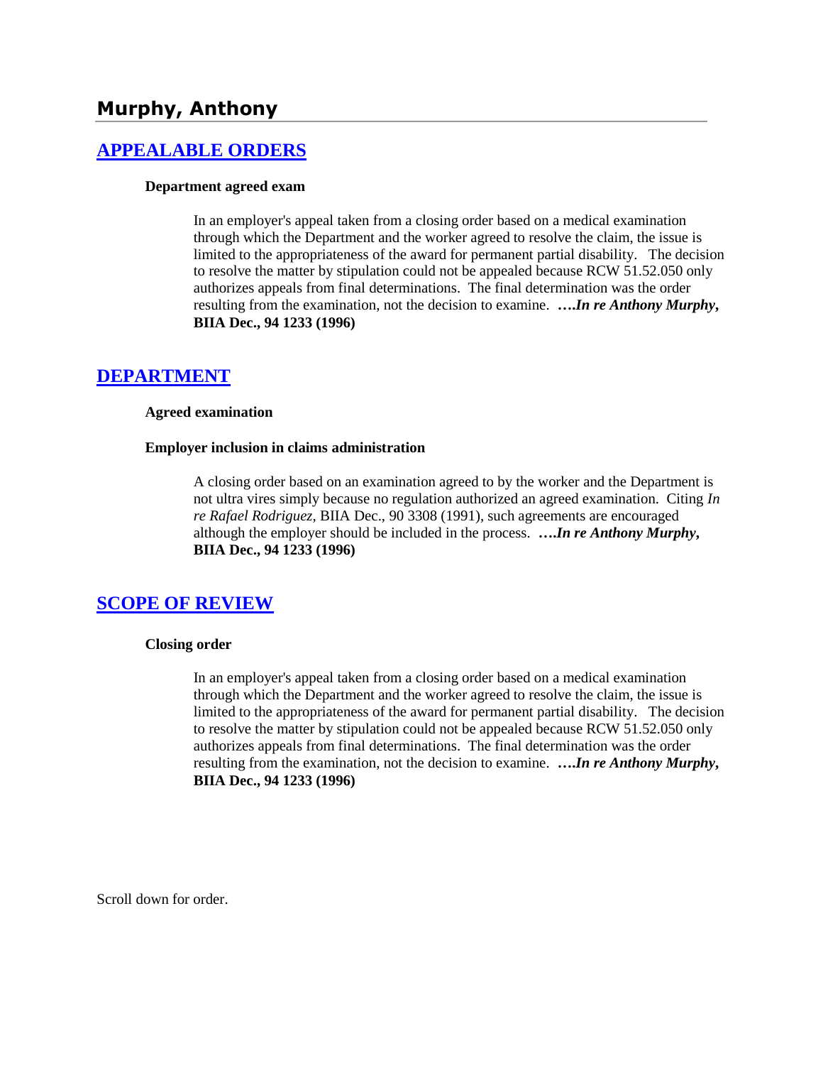# Murphy, Anthony

## [APPEALABLE ORDERS]

**Department agreed exam**

In an employer's appeal taken from a closing order based on a medical examination through which the Department and the worker agreed to resolve the claim, the issue is limited to the appropriateness of the award for permanent partial disability. The decision to resolve the matter by stipulation could not be appealed because RCW 51.52.050 only authorizes appeals from final determinations. The final determination was the order resulting from the examination, not the decision to examine. ***….In re Anthony Murphy*, BIIA Dec., 94 1233 (1996)**

## [DEPARTMENT]

**Agreed examination**

**Employer inclusion in claims administration**

A closing order based on an examination agreed to by the worker and the Department is not ultra vires simply because no regulation authorized an agreed examination. Citing *In re Rafael Rodriguez,* BIIA Dec., 90 3308 (1991), such agreements are encouraged although the employer should be included in the process. ***….In re Anthony Murphy*, BIIA Dec., 94 1233 (1996)**

## [SCOPE OF REVIEW]

**Closing order**

In an employer's appeal taken from a closing order based on a medical examination through which the Department and the worker agreed to resolve the claim, the issue is limited to the appropriateness of the award for permanent partial disability. The decision to resolve the matter by stipulation could not be appealed because RCW 51.52.050 only authorizes appeals from final determinations. The final determination was the order resulting from the examination, not the decision to examine. ***….In re Anthony Murphy*, BIIA Dec., 94 1233 (1996)**

Scroll down for order.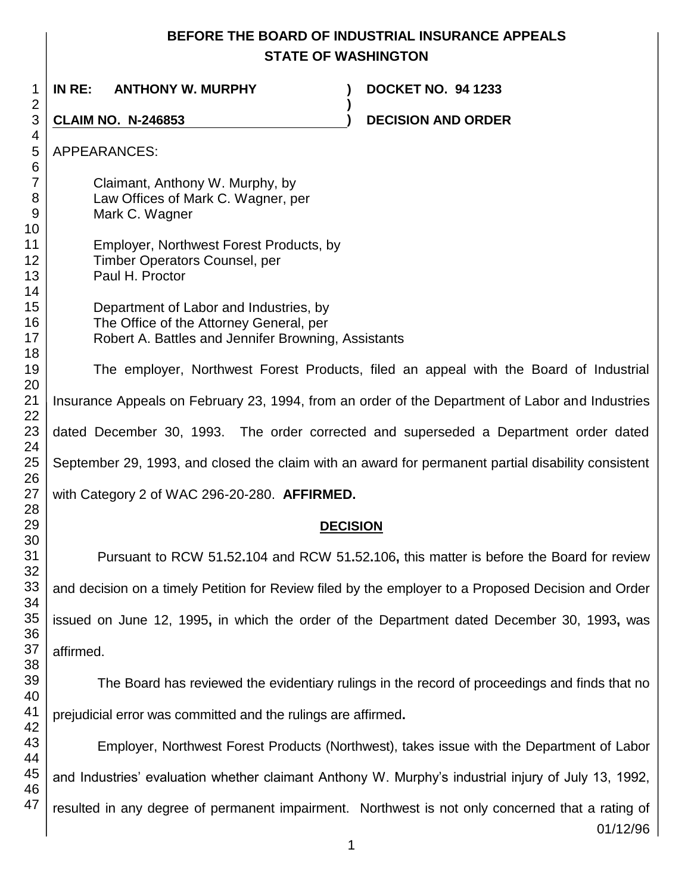# BEFORE THE BOARD OF INDUSTRIAL INSURANCE APPEALS STATE OF WASHINGTON

**IN RE: ANTHONY W. MURPHY** ) **DOCKET NO. 94 1233**

**CLAIM NO. N-246853** ) **DECISION AND ORDER**

APPEARANCES:

Claimant, Anthony W. Murphy, by
Law Offices of Mark C. Wagner, per
Mark C. Wagner

Employer, Northwest Forest Products, by
Timber Operators Counsel, per
Paul H. Proctor

Department of Labor and Industries, by
The Office of the Attorney General, per
Robert A. Battles and Jennifer Browning, Assistants

The employer, Northwest Forest Products, filed an appeal with the Board of Industrial Insurance Appeals on February 23, 1994, from an order of the Department of Labor and Industries dated December 30, 1993. The order corrected and superseded a Department order dated September 29, 1993, and closed the claim with an award for permanent partial disability consistent with Category 2 of WAC 296-20-280. **AFFIRMED.**

## DECISION

Pursuant to RCW 51.52.104 and RCW 51.52.106, this matter is before the Board for review and decision on a timely Petition for Review filed by the employer to a Proposed Decision and Order issued on June 12, 1995, in which the order of the Department dated December 30, 1993, was affirmed.

The Board has reviewed the evidentiary rulings in the record of proceedings and finds that no prejudicial error was committed and the rulings are affirmed.

Employer, Northwest Forest Products (Northwest), takes issue with the Department of Labor and Industries' evaluation whether claimant Anthony W. Murphy's industrial injury of July 13, 1992, resulted in any degree of permanent impairment. Northwest is not only concerned that a rating of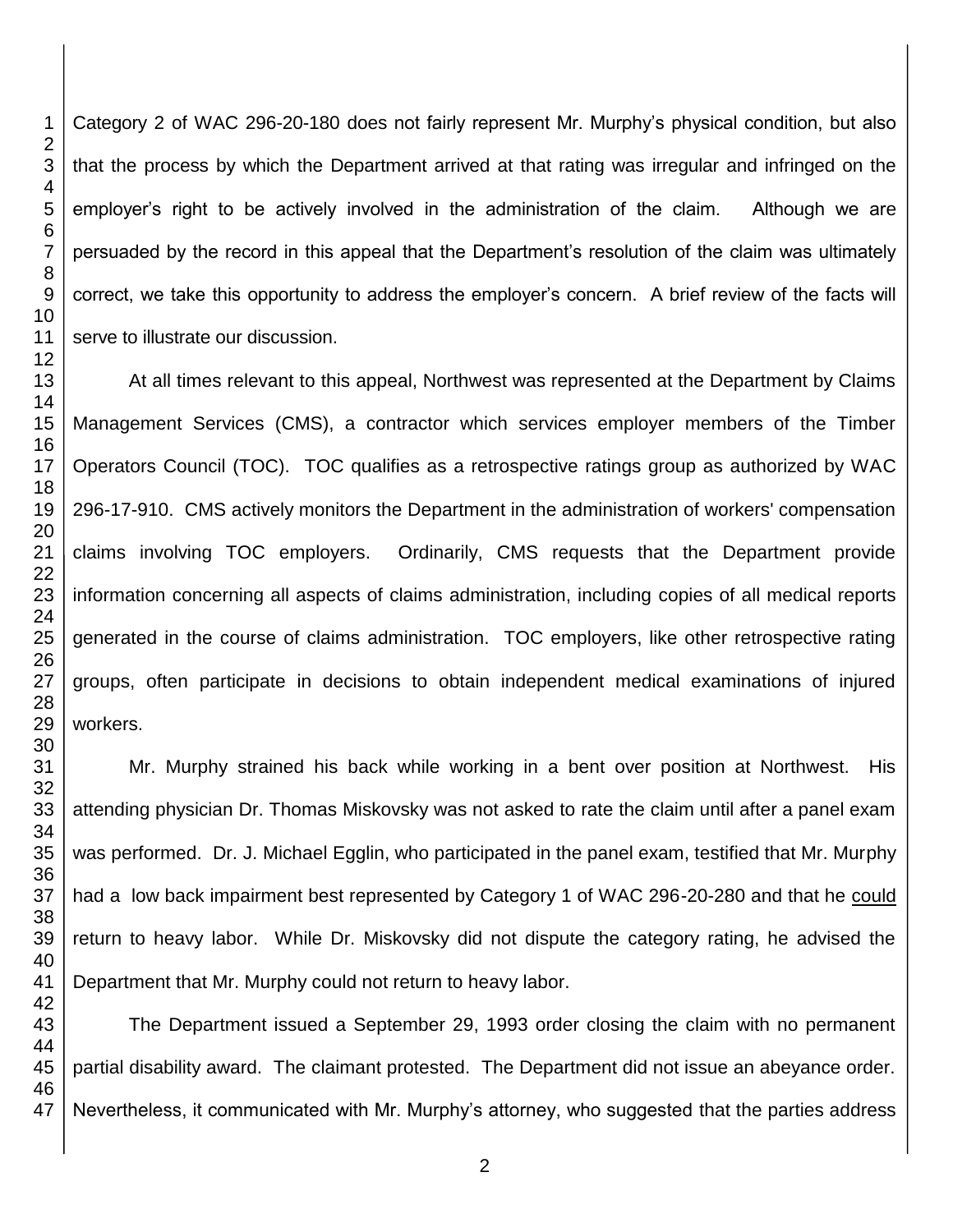Category 2 of WAC 296-20-180 does not fairly represent Mr. Murphy's physical condition, but also that the process by which the Department arrived at that rating was irregular and infringed on the employer's right to be actively involved in the administration of the claim. Although we are persuaded by the record in this appeal that the Department's resolution of the claim was ultimately correct, we take this opportunity to address the employer's concern. A brief review of the facts will serve to illustrate our discussion.

At all times relevant to this appeal, Northwest was represented at the Department by Claims Management Services (CMS), a contractor which services employer members of the Timber Operators Council (TOC). TOC qualifies as a retrospective ratings group as authorized by WAC 296-17-910. CMS actively monitors the Department in the administration of workers' compensation claims involving TOC employers. Ordinarily, CMS requests that the Department provide information concerning all aspects of claims administration, including copies of all medical reports generated in the course of claims administration. TOC employers, like other retrospective rating groups, often participate in decisions to obtain independent medical examinations of injured workers.

Mr. Murphy strained his back while working in a bent over position at Northwest. His attending physician Dr. Thomas Miskovsky was not asked to rate the claim until after a panel exam was performed. Dr. J. Michael Egglin, who participated in the panel exam, testified that Mr. Murphy had a low back impairment best represented by Category 1 of WAC 296-20-280 and that he could return to heavy labor. While Dr. Miskovsky did not dispute the category rating, he advised the Department that Mr. Murphy could not return to heavy labor.

The Department issued a September 29, 1993 order closing the claim with no permanent partial disability award. The claimant protested. The Department did not issue an abeyance order. Nevertheless, it communicated with Mr. Murphy's attorney, who suggested that the parties address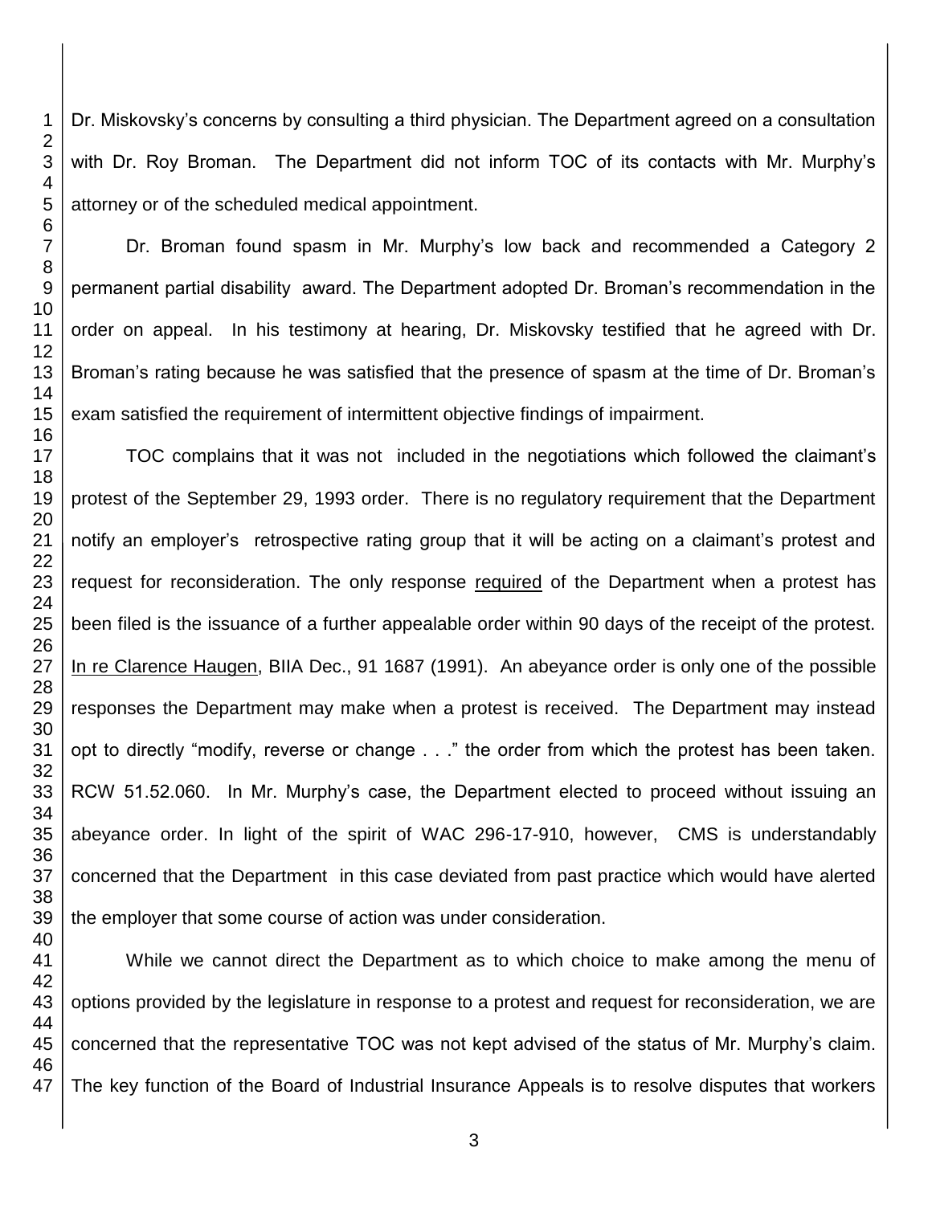Dr. Miskovsky's concerns by consulting a third physician. The Department agreed on a consultation with Dr. Roy Broman. The Department did not inform TOC of its contacts with Mr. Murphy's attorney or of the scheduled medical appointment.

Dr. Broman found spasm in Mr. Murphy's low back and recommended a Category 2 permanent partial disability award. The Department adopted Dr. Broman's recommendation in the order on appeal. In his testimony at hearing, Dr. Miskovsky testified that he agreed with Dr. Broman's rating because he was satisfied that the presence of spasm at the time of Dr. Broman's exam satisfied the requirement of intermittent objective findings of impairment.

TOC complains that it was not included in the negotiations which followed the claimant's protest of the September 29, 1993 order. There is no regulatory requirement that the Department notify an employer's retrospective rating group that it will be acting on a claimant's protest and request for reconsideration. The only response required of the Department when a protest has been filed is the issuance of a further appealable order within 90 days of the receipt of the protest. In re Clarence Haugen, BIIA Dec., 91 1687 (1991). An abeyance order is only one of the possible responses the Department may make when a protest is received. The Department may instead opt to directly "modify, reverse or change . . ." the order from which the protest has been taken. RCW 51.52.060. In Mr. Murphy's case, the Department elected to proceed without issuing an abeyance order. In light of the spirit of WAC 296-17-910, however, CMS is understandably concerned that the Department in this case deviated from past practice which would have alerted the employer that some course of action was under consideration.

While we cannot direct the Department as to which choice to make among the menu of options provided by the legislature in response to a protest and request for reconsideration, we are concerned that the representative TOC was not kept advised of the status of Mr. Murphy's claim. The key function of the Board of Industrial Insurance Appeals is to resolve disputes that workers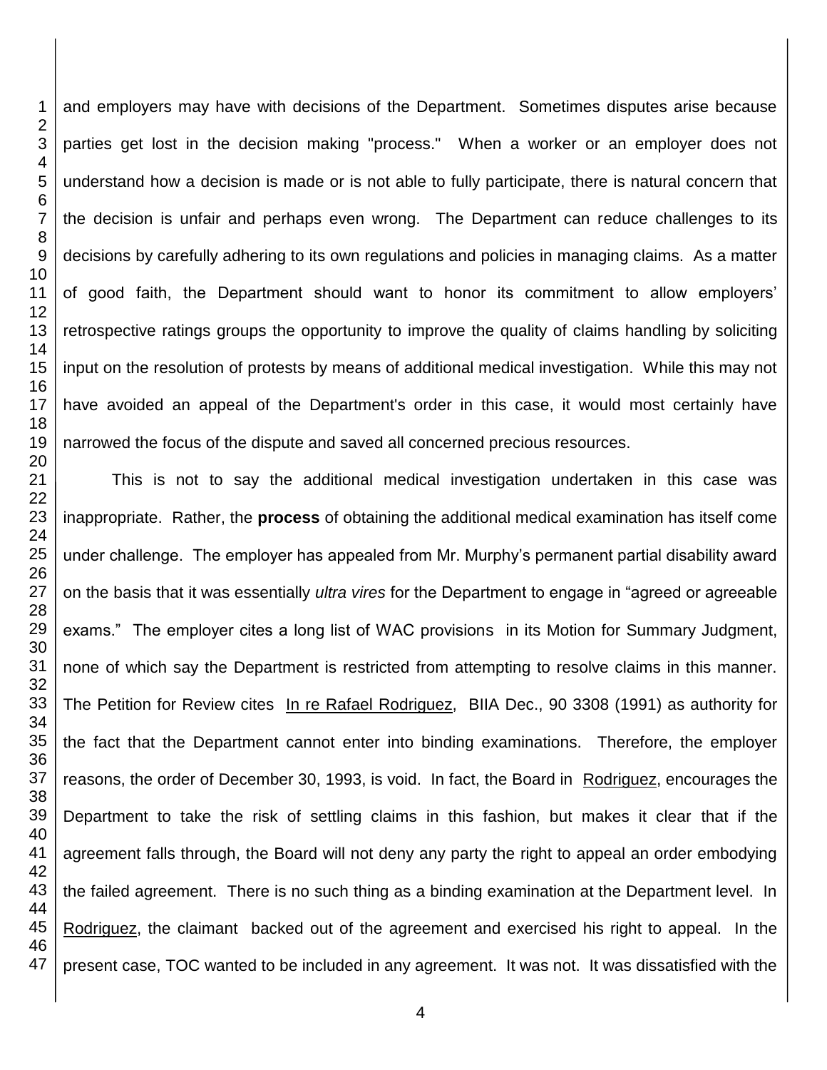and employers may have with decisions of the Department. Sometimes disputes arise because parties get lost in the decision making "process." When a worker or an employer does not understand how a decision is made or is not able to fully participate, there is natural concern that the decision is unfair and perhaps even wrong. The Department can reduce challenges to its decisions by carefully adhering to its own regulations and policies in managing claims. As a matter of good faith, the Department should want to honor its commitment to allow employers' retrospective ratings groups the opportunity to improve the quality of claims handling by soliciting input on the resolution of protests by means of additional medical investigation. While this may not have avoided an appeal of the Department's order in this case, it would most certainly have narrowed the focus of the dispute and saved all concerned precious resources.

This is not to say the additional medical investigation undertaken in this case was inappropriate. Rather, the **process** of obtaining the additional medical examination has itself come under challenge. The employer has appealed from Mr. Murphy's permanent partial disability award on the basis that it was essentially *ultra vires* for the Department to engage in "agreed or agreeable exams." The employer cites a long list of WAC provisions in its Motion for Summary Judgment, none of which say the Department is restricted from attempting to resolve claims in this manner. The Petition for Review cites In re Rafael Rodriguez, BIIA Dec., 90 3308 (1991) as authority for the fact that the Department cannot enter into binding examinations. Therefore, the employer reasons, the order of December 30, 1993, is void. In fact, the Board in Rodriguez, encourages the Department to take the risk of settling claims in this fashion, but makes it clear that if the agreement falls through, the Board will not deny any party the right to appeal an order embodying the failed agreement. There is no such thing as a binding examination at the Department level. In Rodriguez, the claimant backed out of the agreement and exercised his right to appeal. In the present case, TOC wanted to be included in any agreement. It was not. It was dissatisfied with the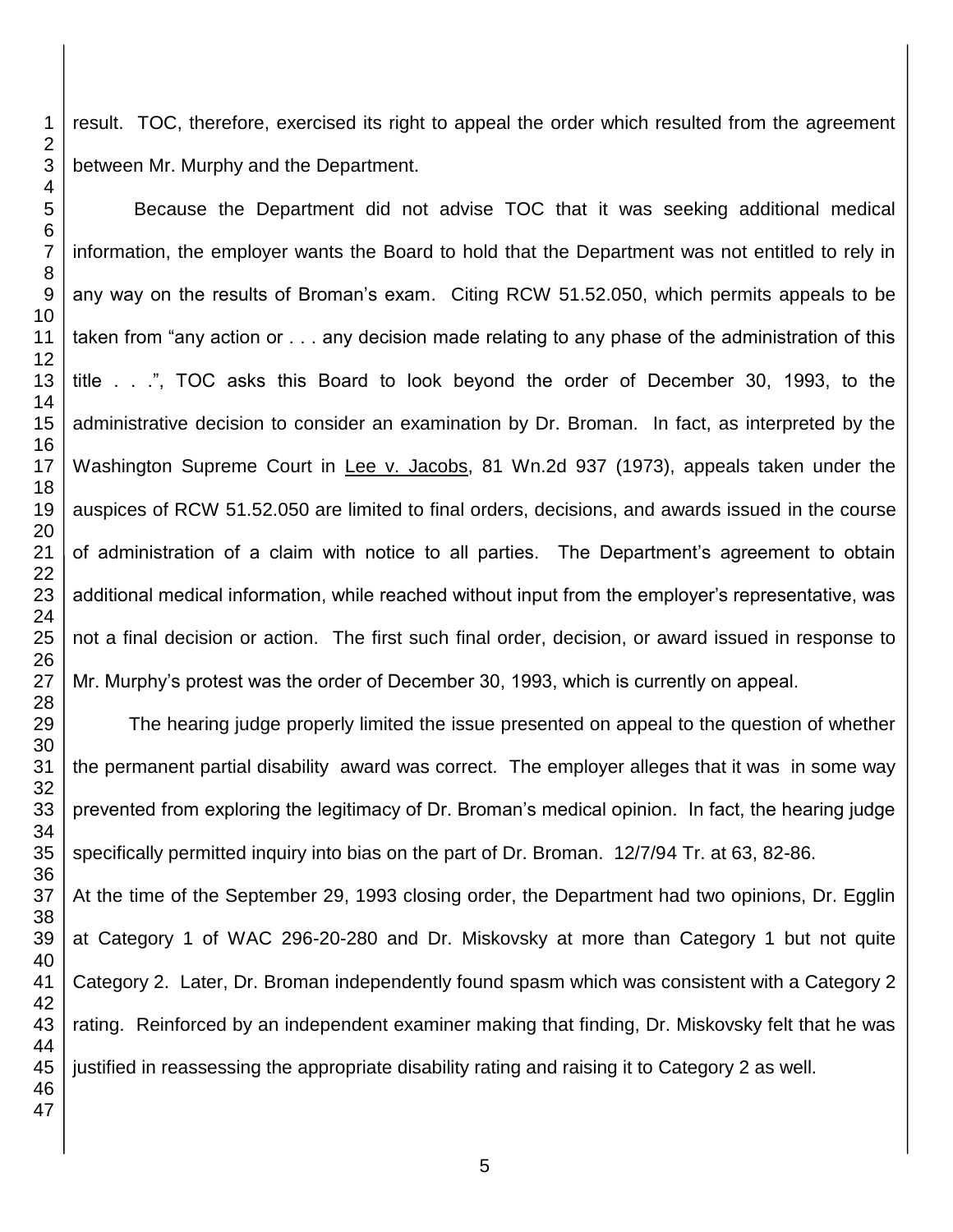result. TOC, therefore, exercised its right to appeal the order which resulted from the agreement between Mr. Murphy and the Department.

Because the Department did not advise TOC that it was seeking additional medical information, the employer wants the Board to hold that the Department was not entitled to rely in any way on the results of Broman's exam. Citing RCW 51.52.050, which permits appeals to be taken from "any action or . . . any decision made relating to any phase of the administration of this title . . .", TOC asks this Board to look beyond the order of December 30, 1993, to the administrative decision to consider an examination by Dr. Broman. In fact, as interpreted by the Washington Supreme Court in Lee v. Jacobs, 81 Wn.2d 937 (1973), appeals taken under the auspices of RCW 51.52.050 are limited to final orders, decisions, and awards issued in the course of administration of a claim with notice to all parties. The Department's agreement to obtain additional medical information, while reached without input from the employer's representative, was not a final decision or action. The first such final order, decision, or award issued in response to Mr. Murphy's protest was the order of December 30, 1993, which is currently on appeal.

The hearing judge properly limited the issue presented on appeal to the question of whether the permanent partial disability award was correct. The employer alleges that it was in some way prevented from exploring the legitimacy of Dr. Broman's medical opinion. In fact, the hearing judge specifically permitted inquiry into bias on the part of Dr. Broman. 12/7/94 Tr. at 63, 82-86.

At the time of the September 29, 1993 closing order, the Department had two opinions, Dr. Egglin at Category 1 of WAC 296-20-280 and Dr. Miskovsky at more than Category 1 but not quite Category 2. Later, Dr. Broman independently found spasm which was consistent with a Category 2 rating. Reinforced by an independent examiner making that finding, Dr. Miskovsky felt that he was justified in reassessing the appropriate disability rating and raising it to Category 2 as well.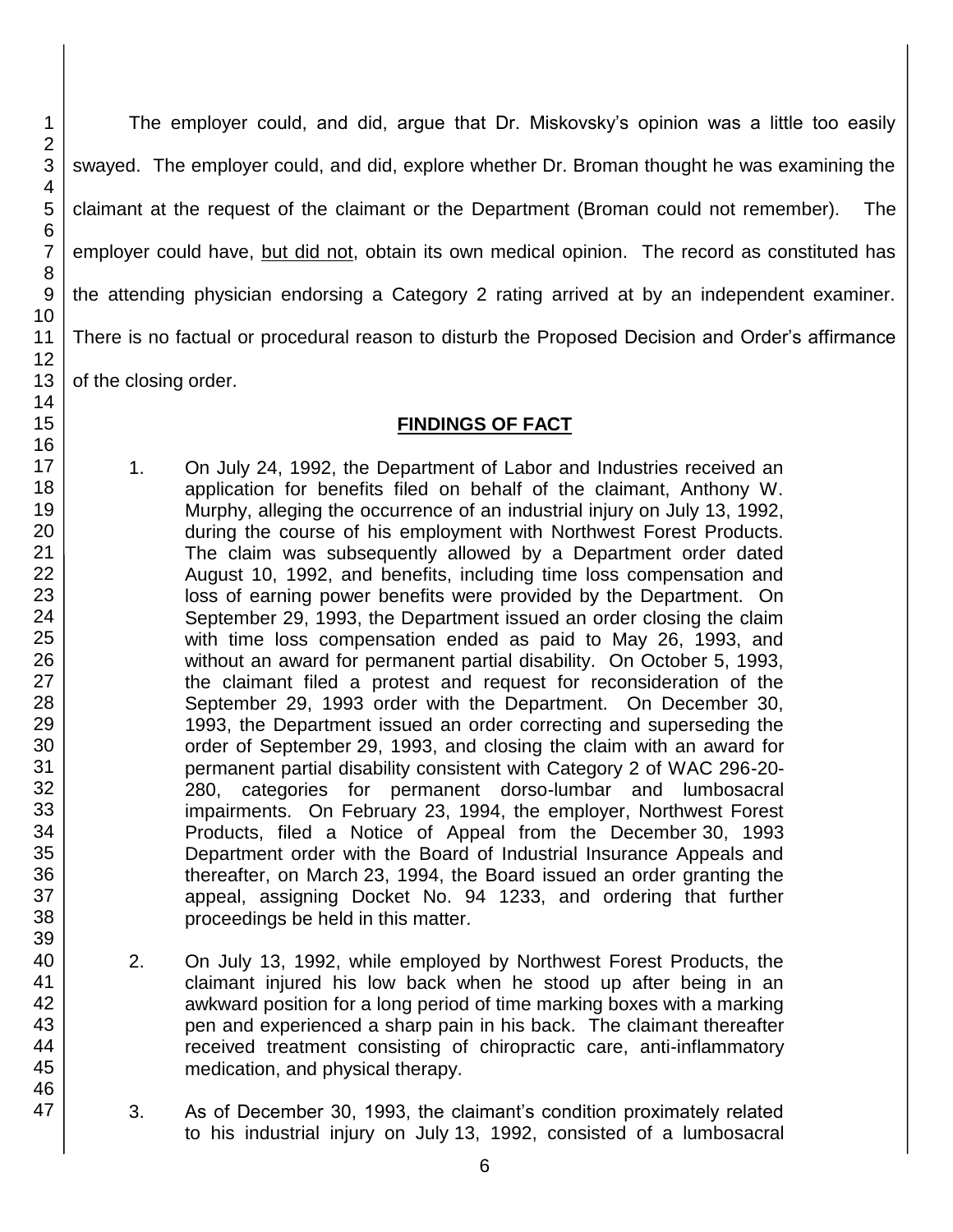The employer could, and did, argue that Dr. Miskovsky's opinion was a little too easily swayed. The employer could, and did, explore whether Dr. Broman thought he was examining the claimant at the request of the claimant or the Department (Broman could not remember). The employer could have, <u>but did not</u>, obtain its own medical opinion. The record as constituted has the attending physician endorsing a Category 2 rating arrived at by an independent examiner. There is no factual or procedural reason to disturb the Proposed Decision and Order's affirmance of the closing order.

## FINDINGS OF FACT

1. On July 24, 1992, the Department of Labor and Industries received an application for benefits filed on behalf of the claimant, Anthony W. Murphy, alleging the occurrence of an industrial injury on July 13, 1992, during the course of his employment with Northwest Forest Products. The claim was subsequently allowed by a Department order dated August 10, 1992, and benefits, including time loss compensation and loss of earning power benefits were provided by the Department. On September 29, 1993, the Department issued an order closing the claim with time loss compensation ended as paid to May 26, 1993, and without an award for permanent partial disability. On October 5, 1993, the claimant filed a protest and request for reconsideration of the September 29, 1993 order with the Department. On December 30, 1993, the Department issued an order correcting and superseding the order of September 29, 1993, and closing the claim with an award for permanent partial disability consistent with Category 2 of WAC 296-20-280, categories for permanent dorso-lumbar and lumbosacral impairments. On February 23, 1994, the employer, Northwest Forest Products, filed a Notice of Appeal from the December 30, 1993 Department order with the Board of Industrial Insurance Appeals and thereafter, on March 23, 1994, the Board issued an order granting the appeal, assigning Docket No. 94 1233, and ordering that further proceedings be held in this matter.

2. On July 13, 1992, while employed by Northwest Forest Products, the claimant injured his low back when he stood up after being in an awkward position for a long period of time marking boxes with a marking pen and experienced a sharp pain in his back. The claimant thereafter received treatment consisting of chiropractic care, anti-inflammatory medication, and physical therapy.

3. As of December 30, 1993, the claimant's condition proximately related to his industrial injury on July 13, 1992, consisted of a lumbosacral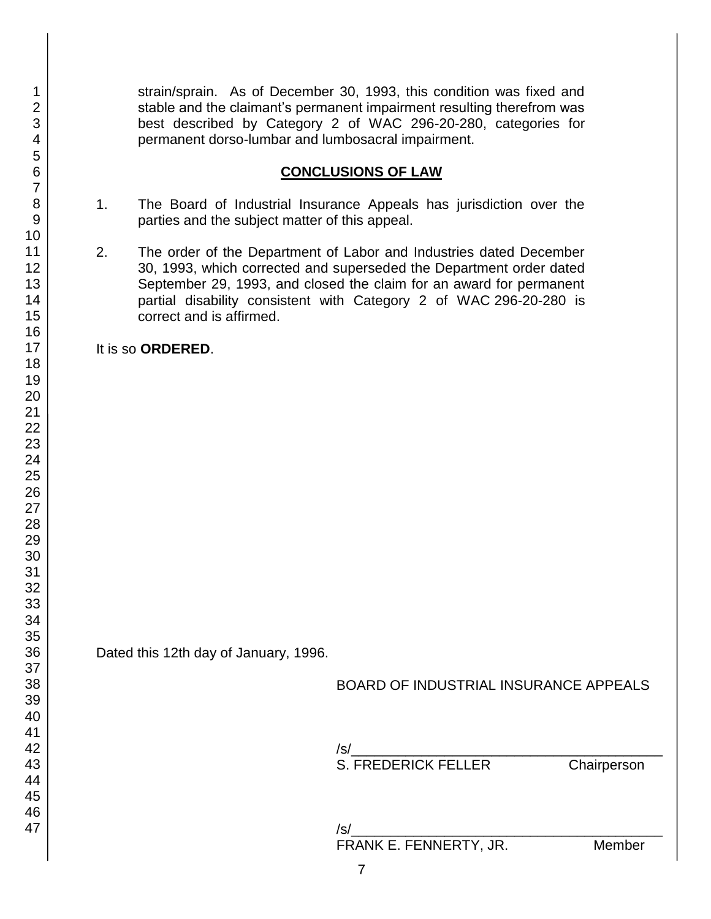strain/sprain. As of December 30, 1993, this condition was fixed and stable and the claimant's permanent impairment resulting therefrom was best described by Category 2 of WAC 296-20-280, categories for permanent dorso-lumbar and lumbosacral impairment.

## CONCLUSIONS OF LAW

1. The Board of Industrial Insurance Appeals has jurisdiction over the parties and the subject matter of this appeal.

2. The order of the Department of Labor and Industries dated December 30, 1993, which corrected and superseded the Department order dated September 29, 1993, and closed the claim for an award for permanent partial disability consistent with Category 2 of WAC 296-20-280 is correct and is affirmed.

It is so **ORDERED**.

Dated this 12th day of January, 1996.

BOARD OF INDUSTRIAL INSURANCE APPEALS

/s/\_\_\_\_\_\_\_\_\_\_\_\_\_\_\_\_\_\_\_\_\_\_\_\_\_\_\_\_\_\_\_\_\_\_\_\_\_\_\_\_
S. FREDERICK FELLER Chairperson

/s/\_\_\_\_\_\_\_\_\_\_\_\_\_\_\_\_\_\_\_\_\_\_\_\_\_\_\_\_\_\_\_\_\_\_\_\_\_\_\_\_
FRANK E. FENNERTY, JR. Member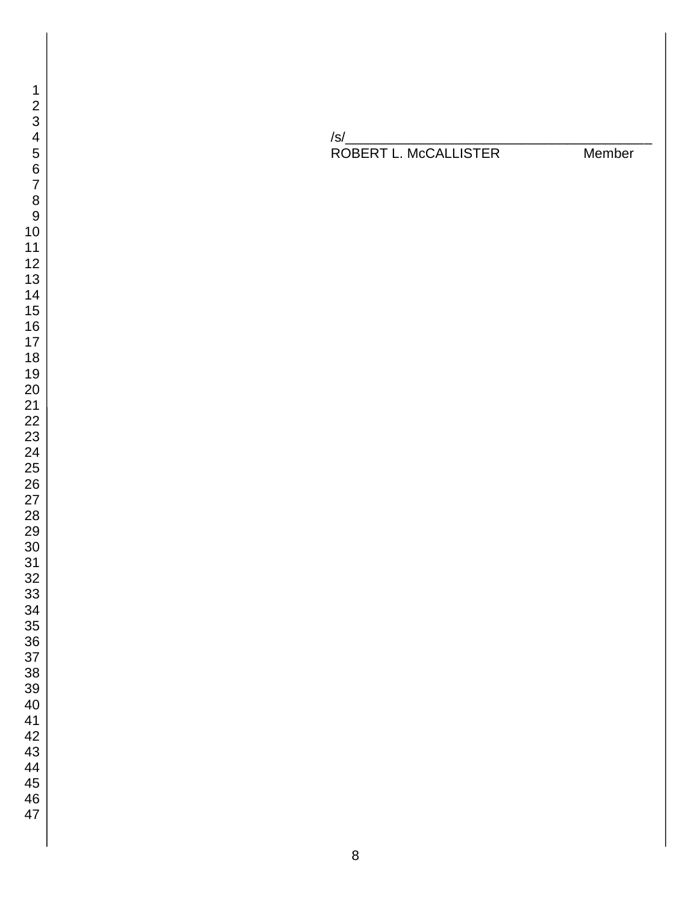/s/________________________________________

ROBERT L. McCALLISTER Member